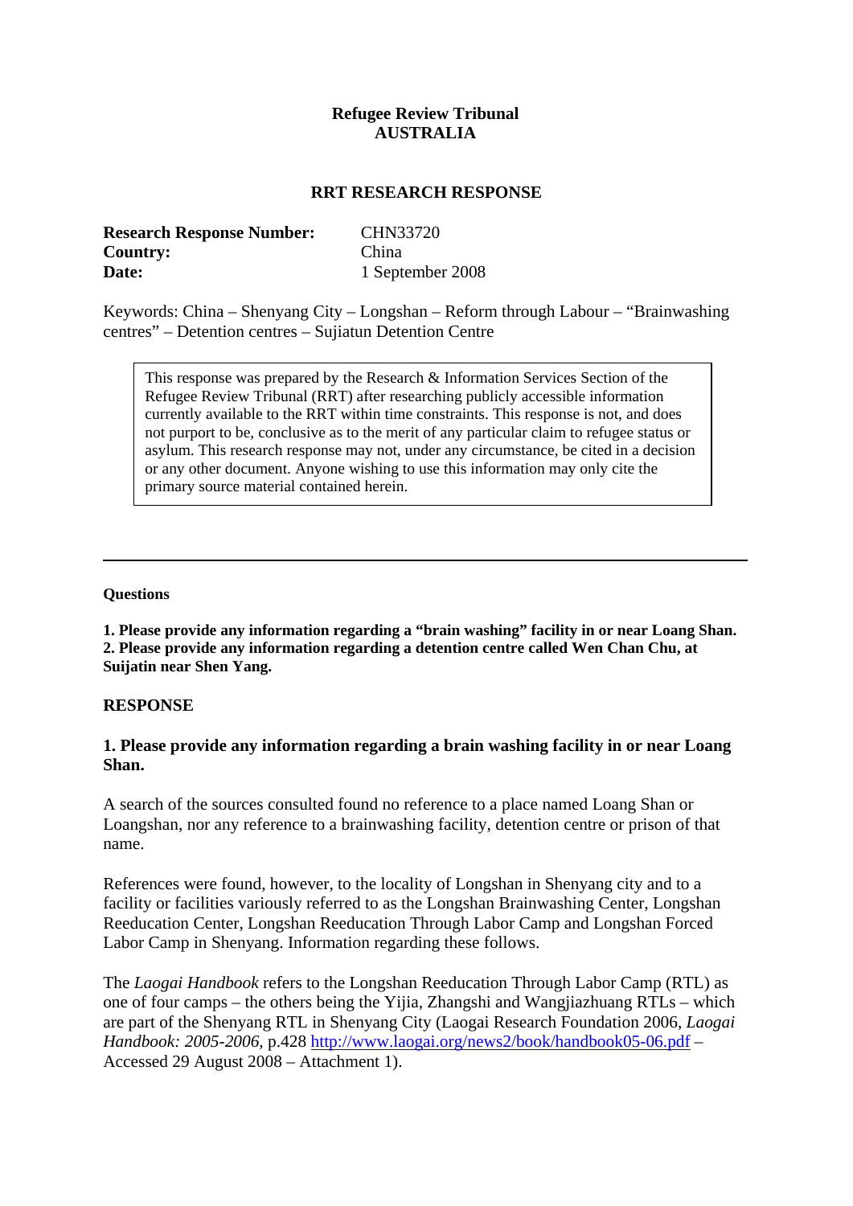**Refugee Review Tribunal**
**AUSTRALIA**

**RRT RESEARCH RESPONSE**

| | |
|---|---|
| **Research Response Number:** | CHN33720 |
| **Country:** | China |
| **Date:** | 1 September 2008 |

Keywords: China – Shenyang City – Longshan – Reform through Labour – "Brainwashing centres" – Detention centres – Sujiatun Detention Centre

> This response was prepared by the Research & Information Services Section of the Refugee Review Tribunal (RRT) after researching publicly accessible information currently available to the RRT within time constraints. This response is not, and does not purport to be, conclusive as to the merit of any particular claim to refugee status or asylum. This research response may not, under any circumstance, be cited in a decision or any other document. Anyone wishing to use this information may only cite the primary source material contained herein.

---

**Questions**

**1. Please provide any information regarding a "brain washing" facility in or near Loang Shan.**
**2. Please provide any information regarding a detention centre called Wen Chan Chu, at Suijatin near Shen Yang.**

## RESPONSE

### 1. Please provide any information regarding a brain washing facility in or near Loang Shan.

A search of the sources consulted found no reference to a place named Loang Shan or Loangshan, nor any reference to a brainwashing facility, detention centre or prison of that name.

References were found, however, to the locality of Longshan in Shenyang city and to a facility or facilities variously referred to as the Longshan Brainwashing Center, Longshan Reeducation Center, Longshan Reeducation Through Labor Camp and Longshan Forced Labor Camp in Shenyang. Information regarding these follows.

The *Laogai Handbook* refers to the Longshan Reeducation Through Labor Camp (RTL) as one of four camps – the others being the Yijia, Zhangshi and Wangjiazhuang RTLs – which are part of the Shenyang RTL in Shenyang City (Laogai Research Foundation 2006, *Laogai Handbook: 2005-2006*, p.428 http://www.laogai.org/news2/book/handbook05-06.pdf – Accessed 29 August 2008 – Attachment 1).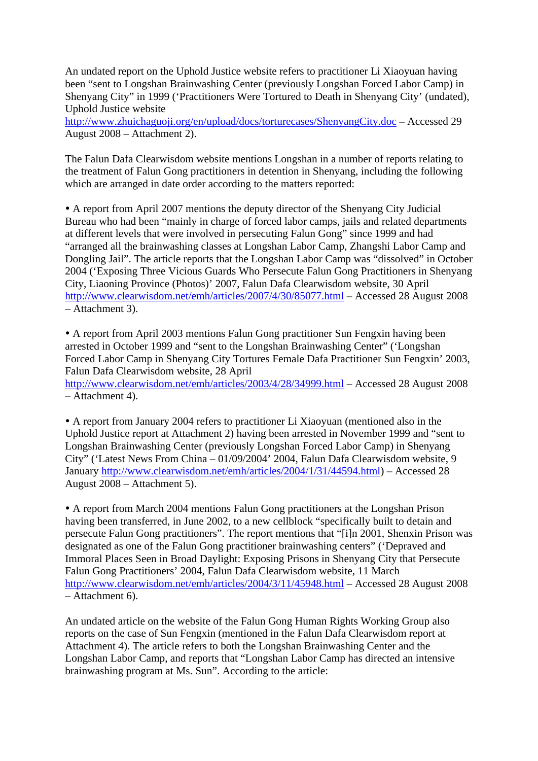An undated report on the Uphold Justice website refers to practitioner Li Xiaoyuan having been "sent to Longshan Brainwashing Center (previously Longshan Forced Labor Camp) in Shenyang City" in 1999 ('Practitioners Were Tortured to Death in Shenyang City' (undated), Uphold Justice website http://www.zhuichaguoji.org/en/upload/docs/torturecases/ShenyangCity.doc – Accessed 29 August 2008 – Attachment 2).

The Falun Dafa Clearwisdom website mentions Longshan in a number of reports relating to the treatment of Falun Gong practitioners in detention in Shenyang, including the following which are arranged in date order according to the matters reported:

- A report from April 2007 mentions the deputy director of the Shenyang City Judicial Bureau who had been "mainly in charge of forced labor camps, jails and related departments at different levels that were involved in persecuting Falun Gong" since 1999 and had "arranged all the brainwashing classes at Longshan Labor Camp, Zhangshi Labor Camp and Dongling Jail". The article reports that the Longshan Labor Camp was "dissolved" in October 2004 ('Exposing Three Vicious Guards Who Persecute Falun Gong Practitioners in Shenyang City, Liaoning Province (Photos)' 2007, Falun Dafa Clearwisdom website, 30 April http://www.clearwisdom.net/emh/articles/2007/4/30/85077.html – Accessed 28 August 2008 – Attachment 3).

- A report from April 2003 mentions Falun Gong practitioner Sun Fengxin having been arrested in October 1999 and "sent to the Longshan Brainwashing Center" ('Longshan Forced Labor Camp in Shenyang City Tortures Female Dafa Practitioner Sun Fengxin' 2003, Falun Dafa Clearwisdom website, 28 April http://www.clearwisdom.net/emh/articles/2003/4/28/34999.html – Accessed 28 August 2008 – Attachment 4).

- A report from January 2004 refers to practitioner Li Xiaoyuan (mentioned also in the Uphold Justice report at Attachment 2) having been arrested in November 1999 and "sent to Longshan Brainwashing Center (previously Longshan Forced Labor Camp) in Shenyang City" ('Latest News From China – 01/09/2004' 2004, Falun Dafa Clearwisdom website, 9 January http://www.clearwisdom.net/emh/articles/2004/1/31/44594.html) – Accessed 28 August 2008 – Attachment 5).

- A report from March 2004 mentions Falun Gong practitioners at the Longshan Prison having been transferred, in June 2002, to a new cellblock "specifically built to detain and persecute Falun Gong practitioners". The report mentions that "[i]n 2001, Shenxin Prison was designated as one of the Falun Gong practitioner brainwashing centers" ('Depraved and Immoral Places Seen in Broad Daylight: Exposing Prisons in Shenyang City that Persecute Falun Gong Practitioners' 2004, Falun Dafa Clearwisdom website, 11 March http://www.clearwisdom.net/emh/articles/2004/3/11/45948.html – Accessed 28 August 2008 – Attachment 6).

An undated article on the website of the Falun Gong Human Rights Working Group also reports on the case of Sun Fengxin (mentioned in the Falun Dafa Clearwisdom report at Attachment 4). The article refers to both the Longshan Brainwashing Center and the Longshan Labor Camp, and reports that "Longshan Labor Camp has directed an intensive brainwashing program at Ms. Sun". According to the article: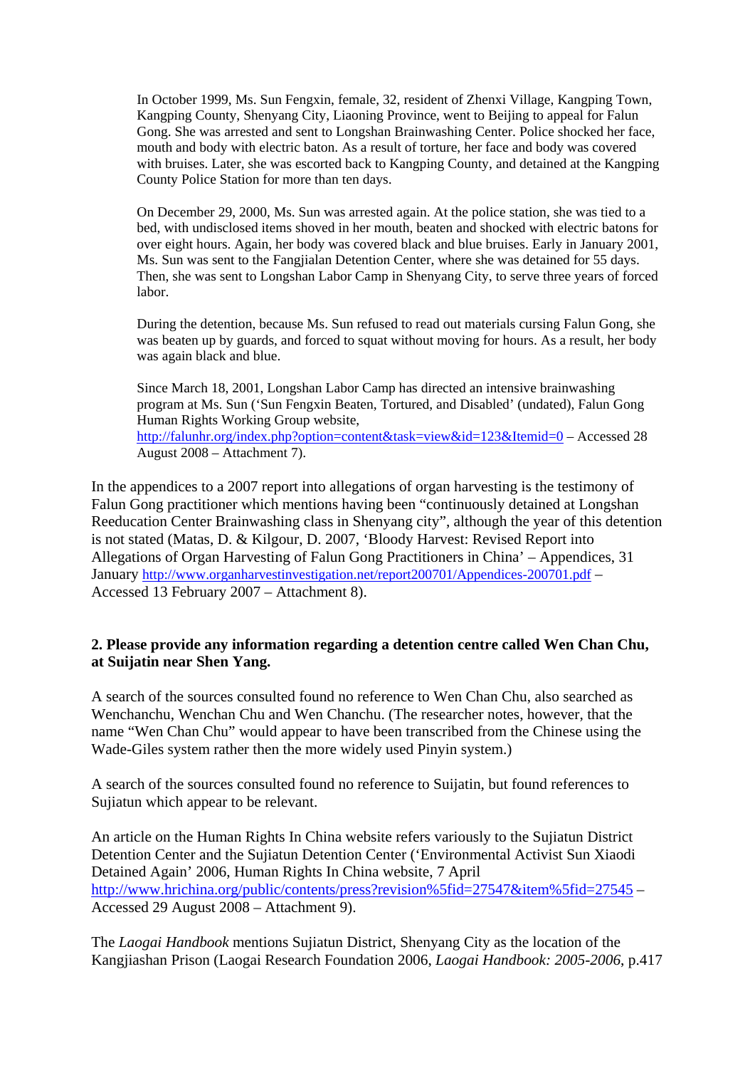> In October 1999, Ms. Sun Fengxin, female, 32, resident of Zhenxi Village, Kangping Town, Kangping County, Shenyang City, Liaoning Province, went to Beijing to appeal for Falun Gong. She was arrested and sent to Longshan Brainwashing Center. Police shocked her face, mouth and body with electric baton. As a result of torture, her face and body was covered with bruises. Later, she was escorted back to Kangping County, and detained at the Kangping County Police Station for more than ten days.
>
> On December 29, 2000, Ms. Sun was arrested again. At the police station, she was tied to a bed, with undisclosed items shoved in her mouth, beaten and shocked with electric batons for over eight hours. Again, her body was covered black and blue bruises. Early in January 2001, Ms. Sun was sent to the Fangjialan Detention Center, where she was detained for 55 days. Then, she was sent to Longshan Labor Camp in Shenyang City, to serve three years of forced labor.
>
> During the detention, because Ms. Sun refused to read out materials cursing Falun Gong, she was beaten up by guards, and forced to squat without moving for hours. As a result, her body was again black and blue.
>
> Since March 18, 2001, Longshan Labor Camp has directed an intensive brainwashing program at Ms. Sun ('Sun Fengxin Beaten, Tortured, and Disabled' (undated), Falun Gong Human Rights Working Group website, http://falunhr.org/index.php?option=content&task=view&id=123&Itemid=0 – Accessed 28 August 2008 – Attachment 7).

In the appendices to a 2007 report into allegations of organ harvesting is the testimony of Falun Gong practitioner which mentions having been "continuously detained at Longshan Reeducation Center Brainwashing class in Shenyang city", although the year of this detention is not stated (Matas, D. & Kilgour, D. 2007, 'Bloody Harvest: Revised Report into Allegations of Organ Harvesting of Falun Gong Practitioners in China' – Appendices, 31 January http://www.organharvestinvestigation.net/report200701/Appendices-200701.pdf – Accessed 13 February 2007 – Attachment 8).

**2. Please provide any information regarding a detention centre called Wen Chan Chu, at Suijatin near Shen Yang.**

A search of the sources consulted found no reference to Wen Chan Chu, also searched as Wenchanchu, Wenchan Chu and Wen Chanchu. (The researcher notes, however, that the name "Wen Chan Chu" would appear to have been transcribed from the Chinese using the Wade-Giles system rather then the more widely used Pinyin system.)

A search of the sources consulted found no reference to Suijatin, but found references to Sujiatun which appear to be relevant.

An article on the Human Rights In China website refers variously to the Sujiatun District Detention Center and the Sujiatun Detention Center ('Environmental Activist Sun Xiaodi Detained Again' 2006, Human Rights In China website, 7 April http://www.hrichina.org/public/contents/press?revision%5fid=27547&item%5fid=27545 – Accessed 29 August 2008 – Attachment 9).

The *Laogai Handbook* mentions Sujiatun District, Shenyang City as the location of the Kangjiashan Prison (Laogai Research Foundation 2006, *Laogai Handbook: 2005-2006*, p.417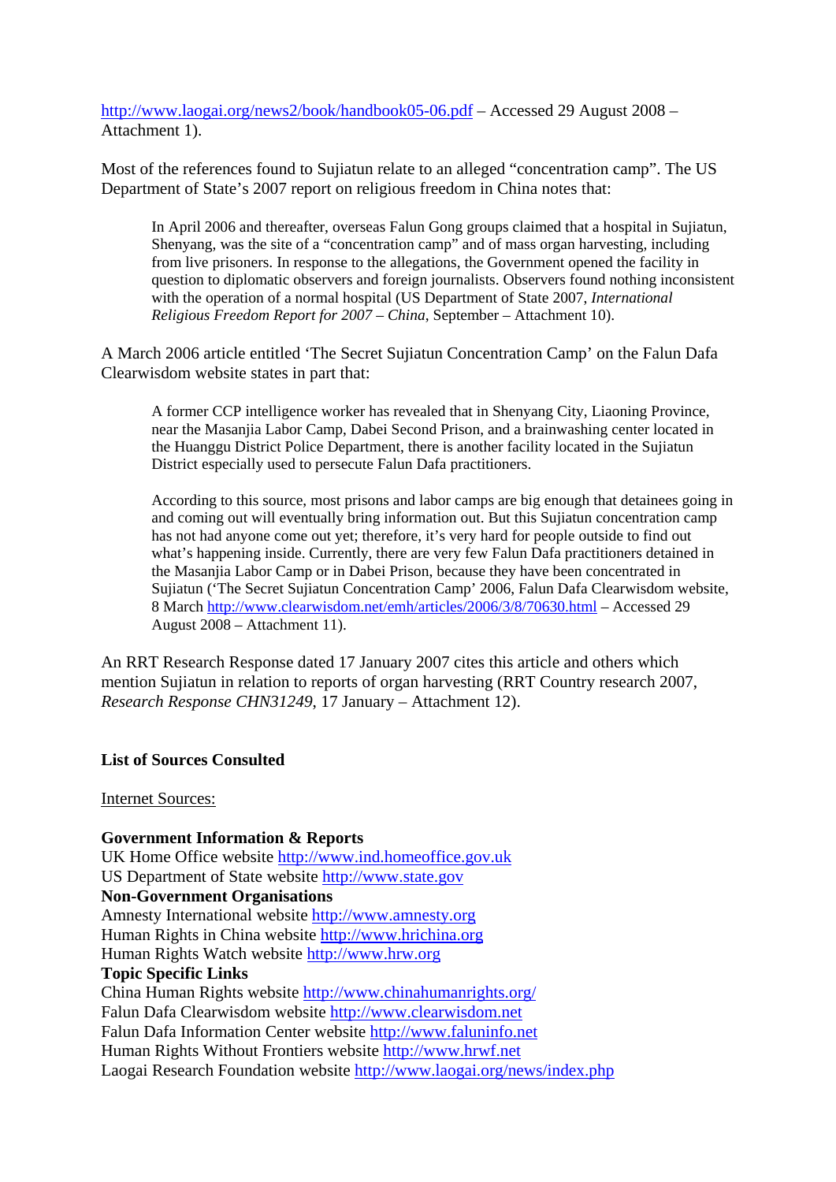http://www.laogai.org/news2/book/handbook05-06.pdf – Accessed 29 August 2008 – Attachment 1).

Most of the references found to Sujiatun relate to an alleged "concentration camp". The US Department of State's 2007 report on religious freedom in China notes that:

> In April 2006 and thereafter, overseas Falun Gong groups claimed that a hospital in Sujiatun, Shenyang, was the site of a "concentration camp" and of mass organ harvesting, including from live prisoners. In response to the allegations, the Government opened the facility in question to diplomatic observers and foreign journalists. Observers found nothing inconsistent with the operation of a normal hospital (US Department of State 2007, *International Religious Freedom Report for 2007 – China*, September – Attachment 10).

A March 2006 article entitled 'The Secret Sujiatun Concentration Camp' on the Falun Dafa Clearwisdom website states in part that:

> A former CCP intelligence worker has revealed that in Shenyang City, Liaoning Province, near the Masanjia Labor Camp, Dabei Second Prison, and a brainwashing center located in the Huanggu District Police Department, there is another facility located in the Sujiatun District especially used to persecute Falun Dafa practitioners.
>
> According to this source, most prisons and labor camps are big enough that detainees going in and coming out will eventually bring information out. But this Sujiatun concentration camp has not had anyone come out yet; therefore, it's very hard for people outside to find out what's happening inside. Currently, there are very few Falun Dafa practitioners detained in the Masanjia Labor Camp or in Dabei Prison, because they have been concentrated in Sujiatun ('The Secret Sujiatun Concentration Camp' 2006, Falun Dafa Clearwisdom website, 8 March http://www.clearwisdom.net/emh/articles/2006/3/8/70630.html – Accessed 29 August 2008 – Attachment 11).

An RRT Research Response dated 17 January 2007 cites this article and others which mention Sujiatun in relation to reports of organ harvesting (RRT Country research 2007, *Research Response CHN31249*, 17 January – Attachment 12).

**List of Sources Consulted**

Internet Sources:

**Government Information & Reports**
UK Home Office website http://www.ind.homeoffice.gov.uk
US Department of State website http://www.state.gov
**Non-Government Organisations**
Amnesty International website http://www.amnesty.org
Human Rights in China website http://www.hrichina.org
Human Rights Watch website http://www.hrw.org
**Topic Specific Links**
China Human Rights website http://www.chinahumanrights.org/
Falun Dafa Clearwisdom website http://www.clearwisdom.net
Falun Dafa Information Center website http://www.faluninfo.net
Human Rights Without Frontiers website http://www.hrwf.net
Laogai Research Foundation website http://www.laogai.org/news/index.php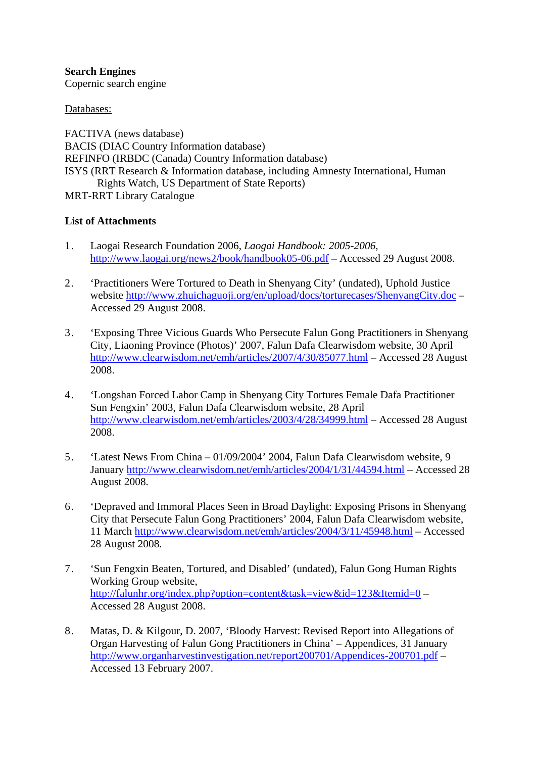**Search Engines**
Copernic search engine

Databases:

FACTIVA (news database)
BACIS (DIAC Country Information database)
REFINFO (IRBDC (Canada) Country Information database)
ISYS (RRT Research & Information database, including Amnesty International, Human Rights Watch, US Department of State Reports)
MRT-RRT Library Catalogue

**List of Attachments**

1. Laogai Research Foundation 2006, *Laogai Handbook: 2005-2006*, http://www.laogai.org/news2/book/handbook05-06.pdf – Accessed 29 August 2008.

2. ‘Practitioners Were Tortured to Death in Shenyang City’ (undated), Uphold Justice website http://www.zhuichaguoji.org/en/upload/docs/torturecases/ShenyangCity.doc – Accessed 29 August 2008.

3. ‘Exposing Three Vicious Guards Who Persecute Falun Gong Practitioners in Shenyang City, Liaoning Province (Photos)’ 2007, Falun Dafa Clearwisdom website, 30 April http://www.clearwisdom.net/emh/articles/2007/4/30/85077.html – Accessed 28 August 2008.

4. ‘Longshan Forced Labor Camp in Shenyang City Tortures Female Dafa Practitioner Sun Fengxin’ 2003, Falun Dafa Clearwisdom website, 28 April http://www.clearwisdom.net/emh/articles/2003/4/28/34999.html – Accessed 28 August 2008.

5. ‘Latest News From China – 01/09/2004’ 2004, Falun Dafa Clearwisdom website, 9 January http://www.clearwisdom.net/emh/articles/2004/1/31/44594.html – Accessed 28 August 2008.

6. ‘Depraved and Immoral Places Seen in Broad Daylight: Exposing Prisons in Shenyang City that Persecute Falun Gong Practitioners’ 2004, Falun Dafa Clearwisdom website, 11 March http://www.clearwisdom.net/emh/articles/2004/3/11/45948.html – Accessed 28 August 2008.

7. ‘Sun Fengxin Beaten, Tortured, and Disabled’ (undated), Falun Gong Human Rights Working Group website, http://falunhr.org/index.php?option=content&task=view&id=123&Itemid=0 – Accessed 28 August 2008.

8. Matas, D. & Kilgour, D. 2007, ‘Bloody Harvest: Revised Report into Allegations of Organ Harvesting of Falun Gong Practitioners in China’ – Appendices, 31 January http://www.organharvestinvestigation.net/report200701/Appendices-200701.pdf – Accessed 13 February 2007.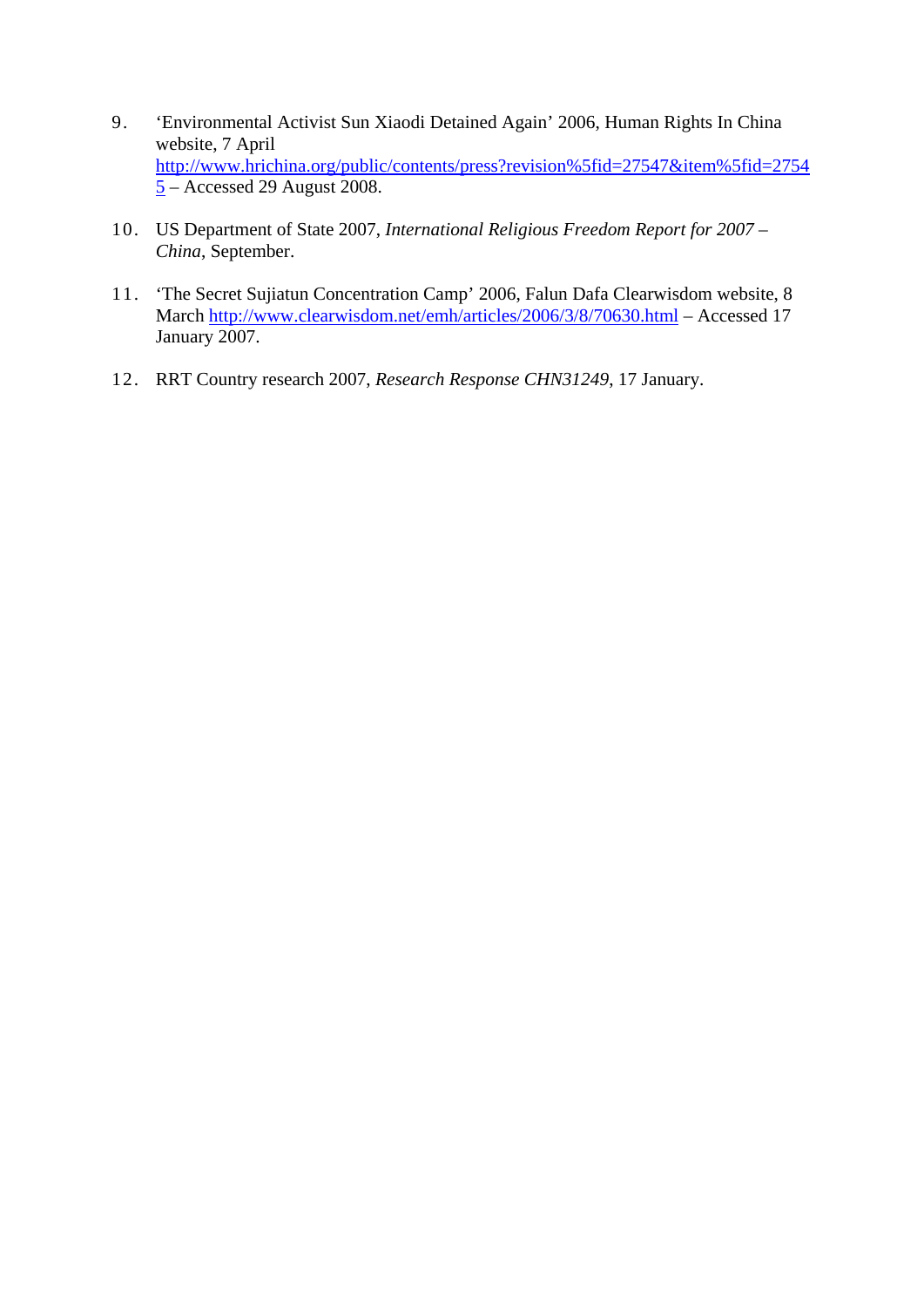9. 'Environmental Activist Sun Xiaodi Detained Again' 2006, Human Rights In China website, 7 April http://www.hrichina.org/public/contents/press?revision%5fid=27547&item%5fid=27545 – Accessed 29 August 2008.

10. US Department of State 2007, *International Religious Freedom Report for 2007 – China*, September.

11. 'The Secret Sujiatun Concentration Camp' 2006, Falun Dafa Clearwisdom website, 8 March http://www.clearwisdom.net/emh/articles/2006/3/8/70630.html – Accessed 17 January 2007.

12. RRT Country research 2007, *Research Response CHN31249*, 17 January.